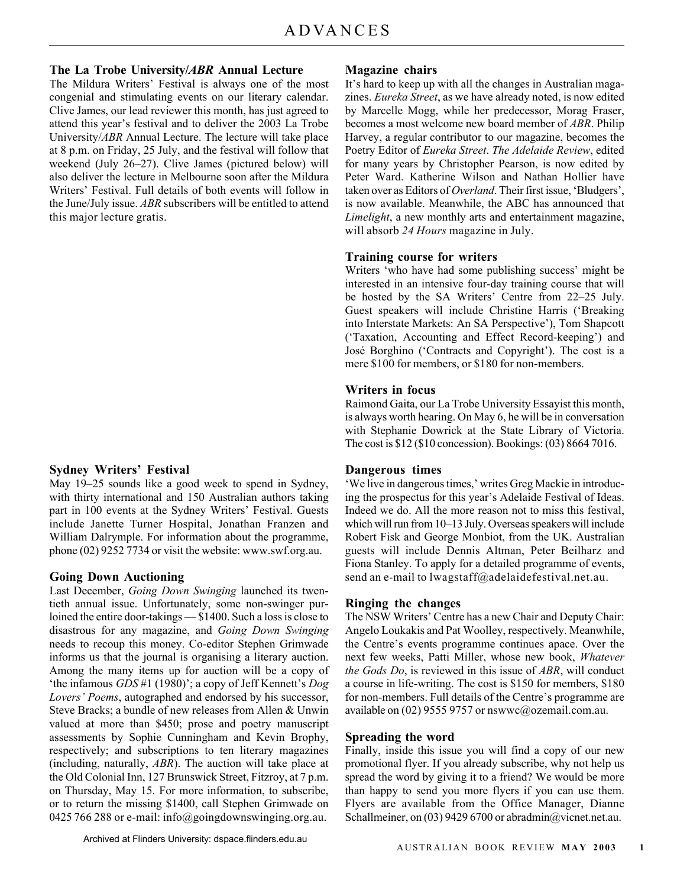# ADVANCES

### The La Trobe University/*ABR* Annual Lecture

The Mildura Writers' Festival is always one of the most congenial and stimulating events on our literary calendar. Clive James, our lead reviewer this month, has just agreed to attend this year's festival and to deliver the 2003 La Trobe University/*ABR* Annual Lecture. The lecture will take place at 8 p.m. on Friday, 25 July, and the festival will follow that weekend (July 26–27). Clive James (pictured below) will also deliver the lecture in Melbourne soon after the Mildura Writers' Festival. Full details of both events will follow in the June/July issue. *ABR* subscribers will be entitled to attend this major lecture gratis.

### Sydney Writers' Festival

May 19–25 sounds like a good week to spend in Sydney, with thirty international and 150 Australian authors taking part in 100 events at the Sydney Writers' Festival. Guests include Janette Turner Hospital, Jonathan Franzen and William Dalrymple. For information about the programme, phone (02) 9252 7734 or visit the website: www.swf.org.au.

### Going Down Auctioning

Last December, *Going Down Swinging* launched its twentieth annual issue. Unfortunately, some non-swinger purloined the entire door-takings — $1400. Such a loss is close to disastrous for any magazine, and *Going Down Swinging* needs to recoup this money. Co-editor Stephen Grimwade informs us that the journal is organising a literary auction. Among the many items up for auction will be a copy of 'the infamous *GDS* #1 (1980)'; a copy of Jeff Kennett's *Dog Lovers' Poems*, autographed and endorsed by his successor, Steve Bracks; a bundle of new releases from Allen & Unwin valued at more than $450; prose and poetry manuscript assessments by Sophie Cunningham and Kevin Brophy, respectively; and subscriptions to ten literary magazines (including, naturally, *ABR*). The auction will take place at the Old Colonial Inn, 127 Brunswick Street, Fitzroy, at 7 p.m. on Thursday, May 15. For more information, to subscribe, or to return the missing $1400, call Stephen Grimwade on 0425 766 288 or e-mail: info@goingdownswinging.org.au.

### Magazine chairs

It's hard to keep up with all the changes in Australian magazines. *Eureka Street*, as we have already noted, is now edited by Marcelle Mogg, while her predecessor, Morag Fraser, becomes a most welcome new board member of *ABR*. Philip Harvey, a regular contributor to our magazine, becomes the Poetry Editor of *Eureka Street*. *The Adelaide Review*, edited for many years by Christopher Pearson, is now edited by Peter Ward. Katherine Wilson and Nathan Hollier have taken over as Editors of *Overland*. Their first issue, 'Bludgers', is now available. Meanwhile, the ABC has announced that *Limelight*, a new monthly arts and entertainment magazine, will absorb *24 Hours* magazine in July.

### Training course for writers

Writers 'who have had some publishing success' might be interested in an intensive four-day training course that will be hosted by the SA Writers' Centre from 22–25 July. Guest speakers will include Christine Harris ('Breaking into Interstate Markets: An SA Perspective'), Tom Shapcott ('Taxation, Accounting and Effect Record-keeping') and José Borghino ('Contracts and Copyright'). The cost is a mere $100 for members, or $180 for non-members.

### Writers in focus

Raimond Gaita, our La Trobe University Essayist this month, is always worth hearing. On May 6, he will be in conversation with Stephanie Dowrick at the State Library of Victoria. The cost is $12 ($10 concession). Bookings: (03) 8664 7016.

### Dangerous times

'We live in dangerous times,' writes Greg Mackie in introducing the prospectus for this year's Adelaide Festival of Ideas. Indeed we do. All the more reason not to miss this festival, which will run from 10–13 July. Overseas speakers will include Robert Fisk and George Monbiot, from the UK. Australian guests will include Dennis Altman, Peter Beilharz and Fiona Stanley. To apply for a detailed programme of events, send an e-mail to lwagstaff@adelaidefestival.net.au.

### Ringing the changes

The NSW Writers' Centre has a new Chair and Deputy Chair: Angelo Loukakis and Pat Woolley, respectively. Meanwhile, the Centre's events programme continues apace. Over the next few weeks, Patti Miller, whose new book, *Whatever the Gods Do*, is reviewed in this issue of *ABR*, will conduct a course in life-writing. The cost is $150 for members, $180 for non-members. Full details of the Centre's programme are available on (02) 9555 9757 or nswwc@ozemail.com.au.

### Spreading the word

Finally, inside this issue you will find a copy of our new promotional flyer. If you already subscribe, why not help us spread the word by giving it to a friend? We would be more than happy to send you more flyers if you can use them. Flyers are available from the Office Manager, Dianne Schallmeiner, on (03) 9429 6700 or abradmin@vicnet.net.au.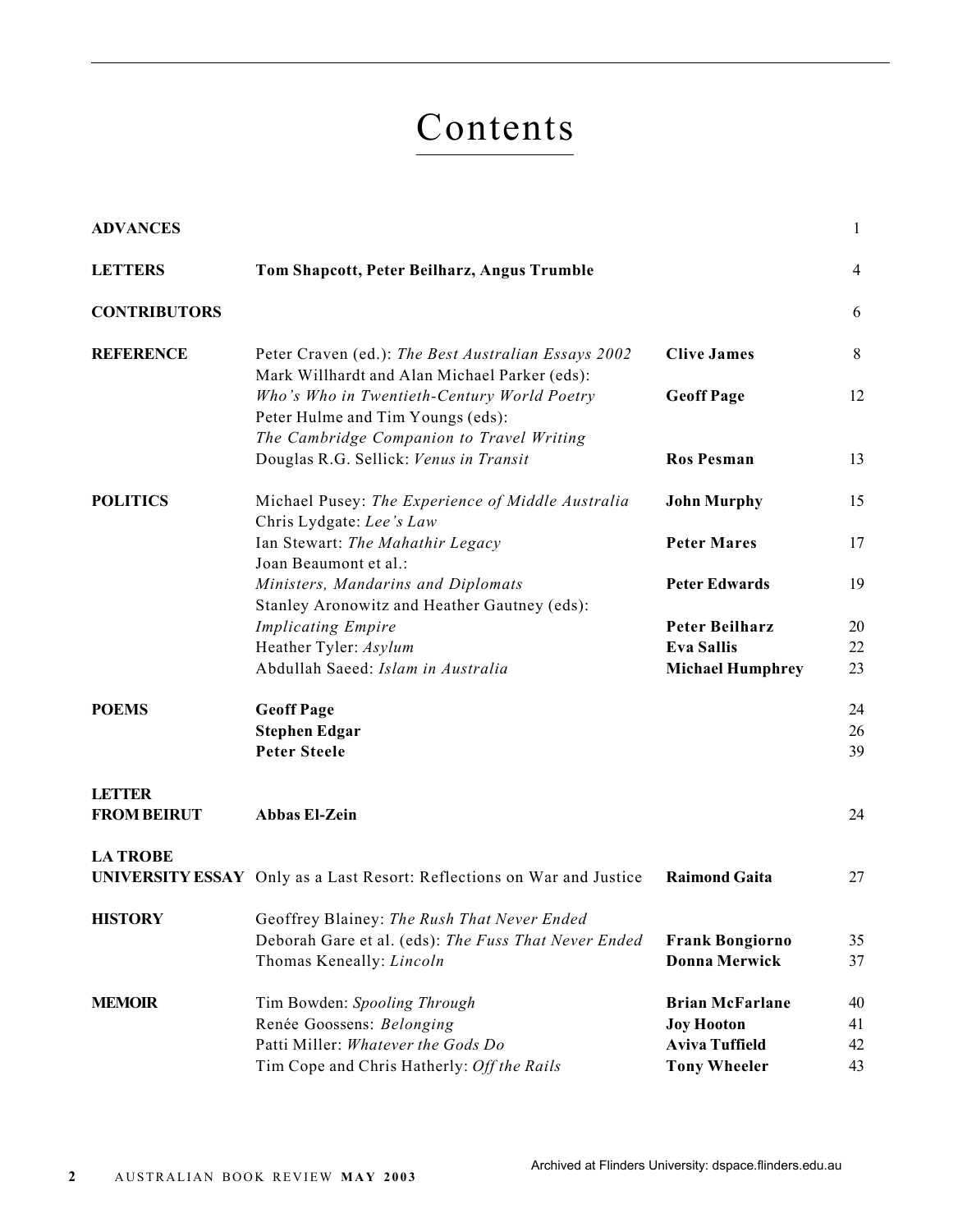# Contents

| | | | |
|---|---|---|---|
| **ADVANCES** | | | 1 |
| **LETTERS** | **Tom Shapcott, Peter Beilharz, Angus Trumble** | | 4 |
| **CONTRIBUTORS** | | | 6 |
| **REFERENCE** | Peter Craven (ed.): *The Best Australian Essays 2002* | **Clive James** | 8 |
| | Mark Willhardt and Alan Michael Parker (eds): *Who's Who in Twentieth-Century World Poetry* | **Geoff Page** | 12 |
| | Peter Hulme and Tim Youngs (eds): *The Cambridge Companion to Travel Writing* | | |
| | Douglas R.G. Sellick: *Venus in Transit* | **Ros Pesman** | 13 |
| **POLITICS** | Michael Pusey: *The Experience of Middle Australia* | **John Murphy** | 15 |
| | Chris Lydgate: *Lee's Law* | | |
| | Ian Stewart: *The Mahathir Legacy* | **Peter Mares** | 17 |
| | Joan Beaumont et al.: *Ministers, Mandarins and Diplomats* | **Peter Edwards** | 19 |
| | Stanley Aronowitz and Heather Gautney (eds): *Implicating Empire* | **Peter Beilharz** | 20 |
| | Heather Tyler: *Asylum* | **Eva Sallis** | 22 |
| | Abdullah Saeed: *Islam in Australia* | **Michael Humphrey** | 23 |
| **POEMS** | **Geoff Page** | | 24 |
| | **Stephen Edgar** | | 26 |
| | **Peter Steele** | | 39 |
| **LETTER FROM BEIRUT** | **Abbas El-Zein** | | 24 |
| **LA TROBE UNIVERSITY ESSAY** | Only as a Last Resort: Reflections on War and Justice | **Raimond Gaita** | 27 |
| **HISTORY** | Geoffrey Blainey: *The Rush That Never Ended* | | |
| | Deborah Gare et al. (eds): *The Fuss That Never Ended* | **Frank Bongiorno** | 35 |
| | Thomas Keneally: *Lincoln* | **Donna Merwick** | 37 |
| **MEMOIR** | Tim Bowden: *Spooling Through* | **Brian McFarlane** | 40 |
| | Renée Goossens: *Belonging* | **Joy Hooton** | 41 |
| | Patti Miller: *Whatever the Gods Do* | **Aviva Tuffield** | 42 |
| | Tim Cope and Chris Hatherly: *Off the Rails* | **Tony Wheeler** | 43 |

Archived at Flinders University: dspace.flinders.edu.au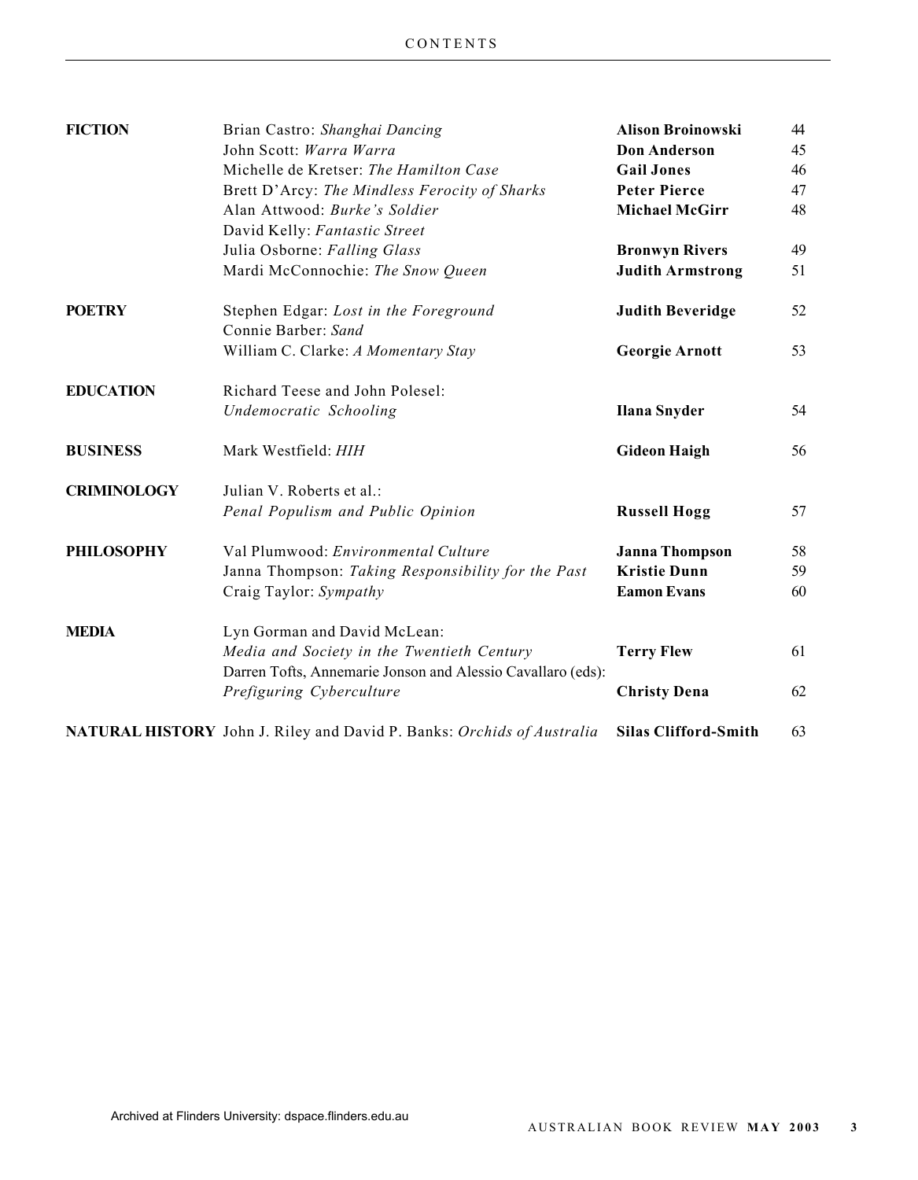| | | | |
|---|---|---|---|
| **FICTION** | Brian Castro: *Shanghai Dancing* | **Alison Broinowski** | 44 |
| | John Scott: *Warra Warra* | **Don Anderson** | 45 |
| | Michelle de Kretser: *The Hamilton Case* | **Gail Jones** | 46 |
| | Brett D'Arcy: *The Mindless Ferocity of Sharks* | **Peter Pierce** | 47 |
| | Alan Attwood: *Burke's Soldier* | **Michael McGirr** | 48 |
| | David Kelly: *Fantastic Street* | | |
| | Julia Osborne: *Falling Glass* | **Bronwyn Rivers** | 49 |
| | Mardi McConnochie: *The Snow Queen* | **Judith Armstrong** | 51 |
| **POETRY** | Stephen Edgar: *Lost in the Foreground* | **Judith Beveridge** | 52 |
| | Connie Barber: *Sand* | | |
| | William C. Clarke: *A Momentary Stay* | **Georgie Arnott** | 53 |
| **EDUCATION** | Richard Teese and John Polesel: *Undemocratic Schooling* | **Ilana Snyder** | 54 |
| **BUSINESS** | Mark Westfield: *HIH* | **Gideon Haigh** | 56 |
| **CRIMINOLOGY** | Julian V. Roberts et al.: *Penal Populism and Public Opinion* | **Russell Hogg** | 57 |
| **PHILOSOPHY** | Val Plumwood: *Environmental Culture* | **Janna Thompson** | 58 |
| | Janna Thompson: *Taking Responsibility for the Past* | **Kristie Dunn** | 59 |
| | Craig Taylor: *Sympathy* | **Eamon Evans** | 60 |
| **MEDIA** | Lyn Gorman and David McLean: *Media and Society in the Twentieth Century* | **Terry Flew** | 61 |
| | Darren Tofts, Annemarie Jonson and Alessio Cavallaro (eds): *Prefiguring Cyberculture* | **Christy Dena** | 62 |
| **NATURAL HISTORY** | John J. Riley and David P. Banks: *Orchids of Australia* | **Silas Clifford-Smith** | 63 |

Archived at Flinders University: dspace.flinders.edu.au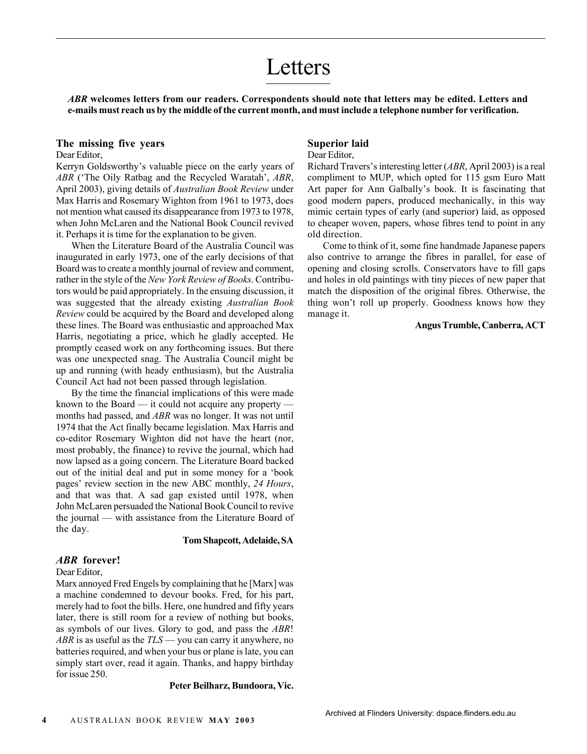# Letters

***ABR*** **welcomes letters from our readers. Correspondents should note that letters may be edited. Letters and e-mails must reach us by the middle of the current month, and must include a telephone number for verification.**

## The missing five years

Dear Editor,

Kerryn Goldsworthy's valuable piece on the early years of *ABR* ('The Oily Ratbag and the Recycled Waratah', *ABR*, April 2003), giving details of *Australian Book Review* under Max Harris and Rosemary Wighton from 1961 to 1973, does not mention what caused its disappearance from 1973 to 1978, when John McLaren and the National Book Council revived it. Perhaps it is time for the explanation to be given.

When the Literature Board of the Australia Council was inaugurated in early 1973, one of the early decisions of that Board was to create a monthly journal of review and comment, rather in the style of the *New York Review of Books*. Contributors would be paid appropriately. In the ensuing discussion, it was suggested that the already existing *Australian Book Review* could be acquired by the Board and developed along these lines. The Board was enthusiastic and approached Max Harris, negotiating a price, which he gladly accepted. He promptly ceased work on any forthcoming issues. But there was one unexpected snag. The Australia Council might be up and running (with heady enthusiasm), but the Australia Council Act had not been passed through legislation.

By the time the financial implications of this were made known to the Board — it could not acquire any property — months had passed, and *ABR* was no longer. It was not until 1974 that the Act finally became legislation. Max Harris and co-editor Rosemary Wighton did not have the heart (nor, most probably, the finance) to revive the journal, which had now lapsed as a going concern. The Literature Board backed out of the initial deal and put in some money for a 'book pages' review section in the new ABC monthly, *24 Hours*, and that was that. A sad gap existed until 1978, when John McLaren persuaded the National Book Council to revive the journal — with assistance from the Literature Board of the day.

**Tom Shapcott, Adelaide, SA**

## *ABR* forever!

Dear Editor,

Marx annoyed Fred Engels by complaining that he [Marx] was a machine condemned to devour books. Fred, for his part, merely had to foot the bills. Here, one hundred and fifty years later, there is still room for a review of nothing but books, as symbols of our lives. Glory to god, and pass the *ABR*! *ABR* is as useful as the *TLS* — you can carry it anywhere, no batteries required, and when your bus or plane is late, you can simply start over, read it again. Thanks, and happy birthday for issue 250.

**Peter Beilharz, Bundoora, Vic.**

## Superior laid

Dear Editor,

Richard Travers's interesting letter (*ABR*, April 2003) is a real compliment to MUP, which opted for 115 gsm Euro Matt Art paper for Ann Galbally's book. It is fascinating that good modern papers, produced mechanically, in this way mimic certain types of early (and superior) laid, as opposed to cheaper woven, papers, whose fibres tend to point in any old direction.

Come to think of it, some fine handmade Japanese papers also contrive to arrange the fibres in parallel, for ease of opening and closing scrolls. Conservators have to fill gaps and holes in old paintings with tiny pieces of new paper that match the disposition of the original fibres. Otherwise, the thing won't roll up properly. Goodness knows how they manage it.

**Angus Trumble, Canberra, ACT**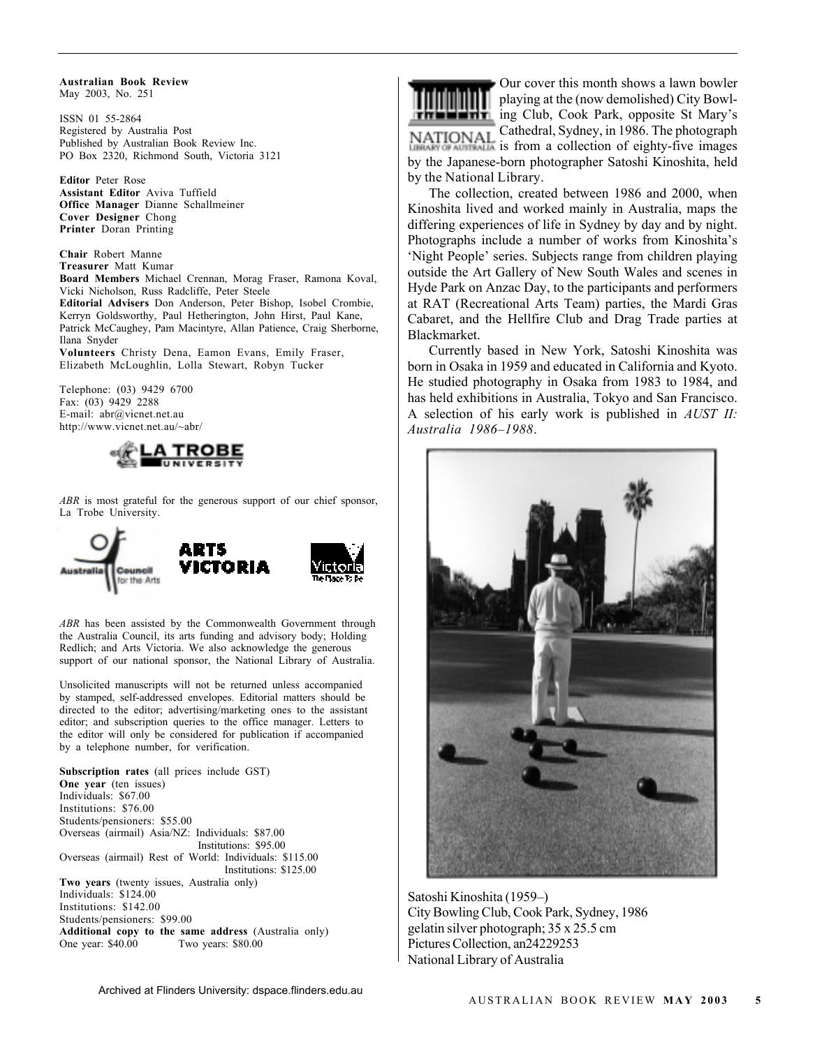**Australian Book Review**
May 2003, No. 251

ISSN 01 55-2864
Registered by Australia Post
Published by Australian Book Review Inc.
PO Box 2320, Richmond South, Victoria 3121

**Editor** Peter Rose
**Assistant Editor** Aviva Tuffield
**Office Manager** Dianne Schallmeiner
**Cover Designer** Chong
**Printer** Doran Printing

**Chair** Robert Manne
**Treasurer** Matt Kumar
**Board Members** Michael Crennan, Morag Fraser, Ramona Koval, Vicki Nicholson, Russ Radcliffe, Peter Steele
**Editorial Advisers** Don Anderson, Peter Bishop, Isobel Crombie, Kerryn Goldsworthy, Paul Hetherington, John Hirst, Paul Kane, Patrick McCaughey, Pam Macintyre, Allan Patience, Craig Sherborne, Ilana Snyder
**Volunteers** Christy Dena, Eamon Evans, Emily Fraser, Elizabeth McLoughlin, Lolla Stewart, Robyn Tucker

Telephone: (03) 9429 6700
Fax: (03) 9429 2288
E-mail: abr@vicnet.net.au
http://www.vicnet.net.au/~abr/

*ABR* is most grateful for the generous support of our chief sponsor, La Trobe University.

*ABR* has been assisted by the Commonwealth Government through the Australia Council, its arts funding and advisory body; Holding Redlich; and Arts Victoria. We also acknowledge the generous support of our national sponsor, the National Library of Australia.

Unsolicited manuscripts will not be returned unless accompanied by stamped, self-addressed envelopes. Editorial matters should be directed to the editor; advertising/marketing ones to the assistant editor; and subscription queries to the office manager. Letters to the editor will only be considered for publication if accompanied by a telephone number, for verification.

**Subscription rates** (all prices include GST)
**One year** (ten issues)
Individuals: $67.00
Institutions: $76.00
Students/pensioners: $55.00
Overseas (airmail) Asia/NZ: Individuals: $87.00
Institutions: $95.00
Overseas (airmail) Rest of World: Individuals: $115.00
Institutions: $125.00
**Two years** (twenty issues, Australia only)
Individuals: $124.00
Institutions: $142.00
Students/pensioners: $99.00
**Additional copy to the same address** (Australia only)
One year: $40.00 Two years: $80.00

Our cover this month shows a lawn bowler playing at the (now demolished) City Bowling Club, Cook Park, opposite St Mary's Cathedral, Sydney, in 1986. The photograph is from a collection of eighty-five images by the Japanese-born photographer Satoshi Kinoshita, held by the National Library.

The collection, created between 1986 and 2000, when Kinoshita lived and worked mainly in Australia, maps the differing experiences of life in Sydney by day and by night. Photographs include a number of works from Kinoshita's 'Night People' series. Subjects range from children playing outside the Art Gallery of New South Wales and scenes in Hyde Park on Anzac Day, to the participants and performers at RAT (Recreational Arts Team) parties, the Mardi Gras Cabaret, and the Hellfire Club and Drag Trade parties at Blackmarket.

Currently based in New York, Satoshi Kinoshita was born in Osaka in 1959 and educated in California and Kyoto. He studied photography in Osaka from 1983 to 1984, and has held exhibitions in Australia, Tokyo and San Francisco. A selection of his early work is published in *AUST II: Australia 1986–1988*.

Satoshi Kinoshita (1959–)
City Bowling Club, Cook Park, Sydney, 1986
gelatin silver photograph; 35 x 25.5 cm
Pictures Collection, an24229253
National Library of Australia

Archived at Flinders University: dspace.flinders.edu.au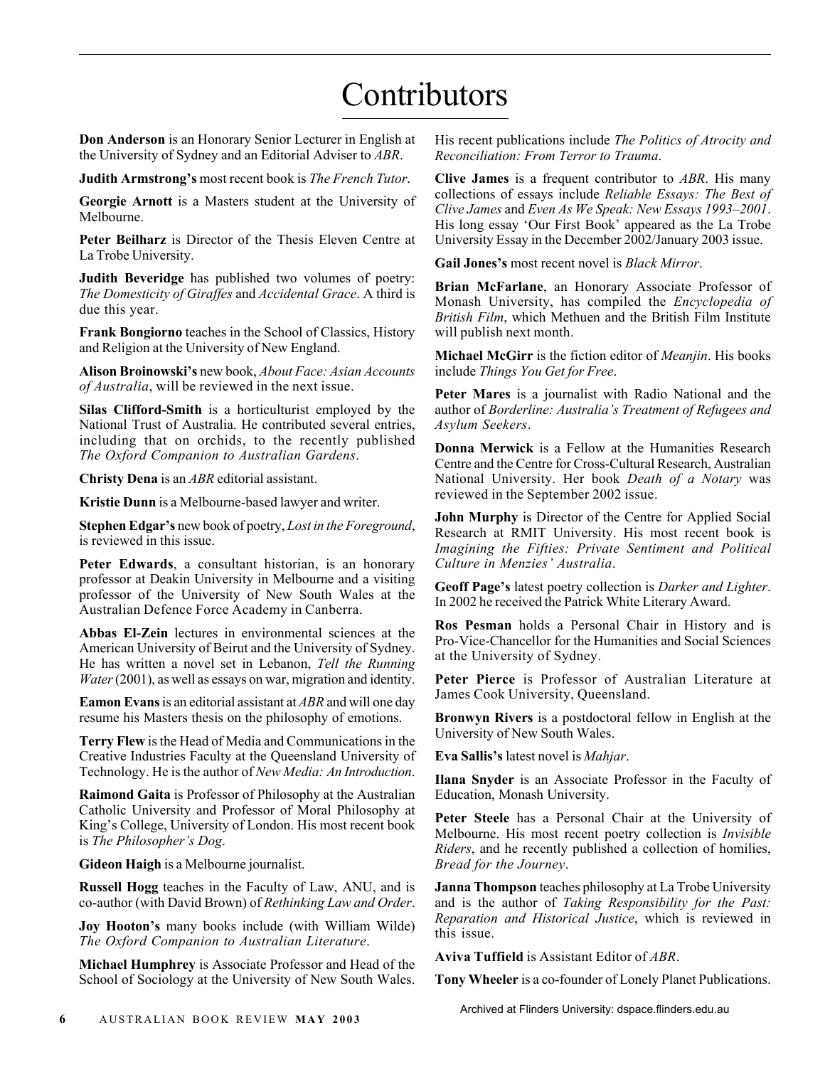# Contributors

**Don Anderson** is an Honorary Senior Lecturer in English at the University of Sydney and an Editorial Adviser to *ABR*.

**Judith Armstrong's** most recent book is *The French Tutor*.

**Georgie Arnott** is a Masters student at the University of Melbourne.

**Peter Beilharz** is Director of the Thesis Eleven Centre at La Trobe University.

**Judith Beveridge** has published two volumes of poetry: *The Domesticity of Giraffes* and *Accidental Grace*. A third is due this year.

**Frank Bongiorno** teaches in the School of Classics, History and Religion at the University of New England.

**Alison Broinowski's** new book, *About Face: Asian Accounts of Australia*, will be reviewed in the next issue.

**Silas Clifford-Smith** is a horticulturist employed by the National Trust of Australia. He contributed several entries, including that on orchids, to the recently published *The Oxford Companion to Australian Gardens*.

**Christy Dena** is an *ABR* editorial assistant.

**Kristie Dunn** is a Melbourne-based lawyer and writer.

**Stephen Edgar's** new book of poetry, *Lost in the Foreground*, is reviewed in this issue.

**Peter Edwards**, a consultant historian, is an honorary professor at Deakin University in Melbourne and a visiting professor of the University of New South Wales at the Australian Defence Force Academy in Canberra.

**Abbas El-Zein** lectures in environmental sciences at the American University of Beirut and the University of Sydney. He has written a novel set in Lebanon, *Tell the Running Water* (2001), as well as essays on war, migration and identity.

**Eamon Evans** is an editorial assistant at *ABR* and will one day resume his Masters thesis on the philosophy of emotions.

**Terry Flew** is the Head of Media and Communications in the Creative Industries Faculty at the Queensland University of Technology. He is the author of *New Media: An Introduction*.

**Raimond Gaita** is Professor of Philosophy at the Australian Catholic University and Professor of Moral Philosophy at King's College, University of London. His most recent book is *The Philosopher's Dog*.

**Gideon Haigh** is a Melbourne journalist.

**Russell Hogg** teaches in the Faculty of Law, ANU, and is co-author (with David Brown) of *Rethinking Law and Order*.

**Joy Hooton's** many books include (with William Wilde) *The Oxford Companion to Australian Literature*.

**Michael Humphrey** is Associate Professor and Head of the School of Sociology at the University of New South Wales. His recent publications include *The Politics of Atrocity and Reconciliation: From Terror to Trauma*.

**Clive James** is a frequent contributor to *ABR*. His many collections of essays include *Reliable Essays: The Best of Clive James* and *Even As We Speak: New Essays 1993–2001*. His long essay 'Our First Book' appeared as the La Trobe University Essay in the December 2002/January 2003 issue.

**Gail Jones's** most recent novel is *Black Mirror*.

**Brian McFarlane**, an Honorary Associate Professor of Monash University, has compiled the *Encyclopedia of British Film*, which Methuen and the British Film Institute will publish next month.

**Michael McGirr** is the fiction editor of *Meanjin*. His books include *Things You Get for Free*.

**Peter Mares** is a journalist with Radio National and the author of *Borderline: Australia's Treatment of Refugees and Asylum Seekers*.

**Donna Merwick** is a Fellow at the Humanities Research Centre and the Centre for Cross-Cultural Research, Australian National University. Her book *Death of a Notary* was reviewed in the September 2002 issue.

**John Murphy** is Director of the Centre for Applied Social Research at RMIT University. His most recent book is *Imagining the Fifties: Private Sentiment and Political Culture in Menzies' Australia*.

**Geoff Page's** latest poetry collection is *Darker and Lighter*. In 2002 he received the Patrick White Literary Award.

**Ros Pesman** holds a Personal Chair in History and is Pro-Vice-Chancellor for the Humanities and Social Sciences at the University of Sydney.

**Peter Pierce** is Professor of Australian Literature at James Cook University, Queensland.

**Bronwyn Rivers** is a postdoctoral fellow in English at the University of New South Wales.

**Eva Sallis's** latest novel is *Mahjar*.

**Ilana Snyder** is an Associate Professor in the Faculty of Education, Monash University.

**Peter Steele** has a Personal Chair at the University of Melbourne. His most recent poetry collection is *Invisible Riders*, and he recently published a collection of homilies, *Bread for the Journey*.

**Janna Thompson** teaches philosophy at La Trobe University and is the author of *Taking Responsibility for the Past: Reparation and Historical Justice*, which is reviewed in this issue.

**Aviva Tuffield** is Assistant Editor of *ABR*.

**Tony Wheeler** is a co-founder of Lonely Planet Publications.